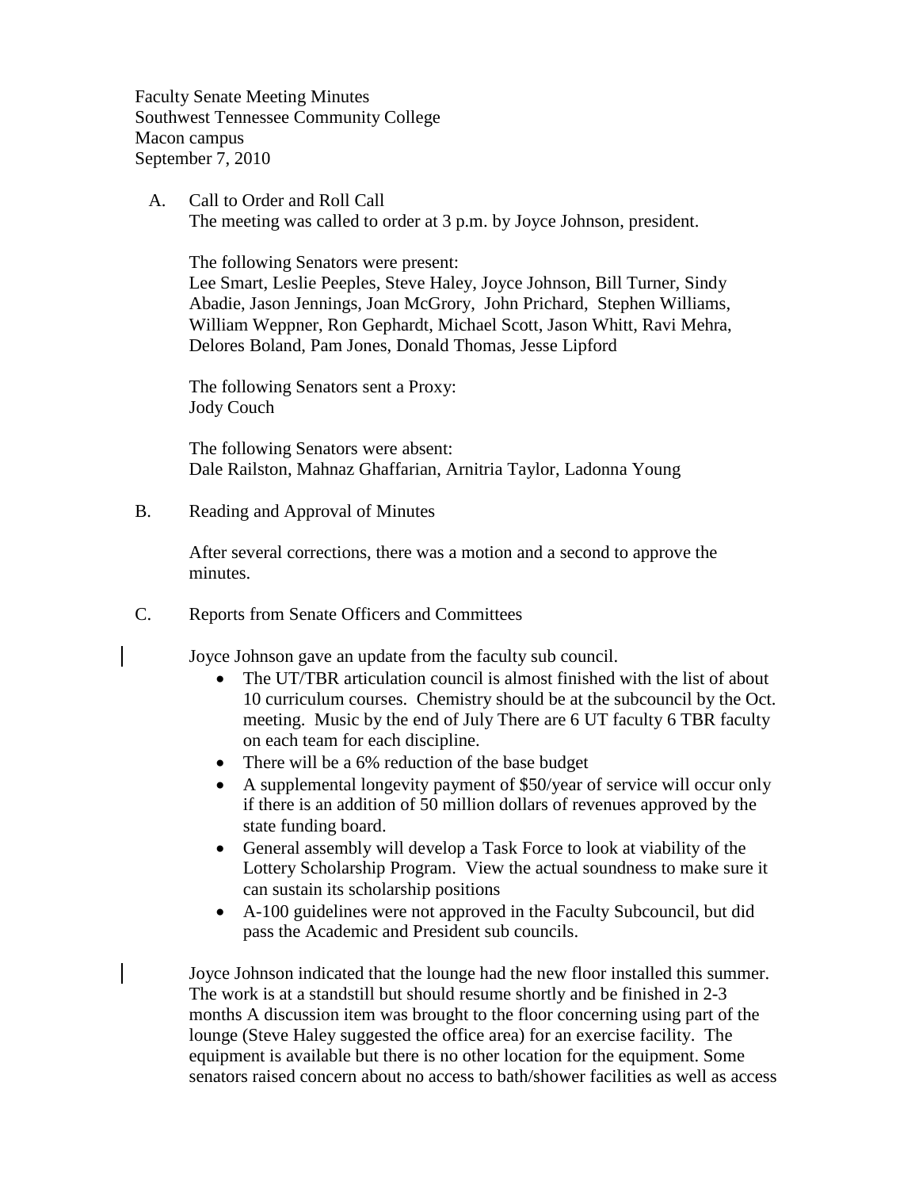Faculty Senate Meeting Minutes
Southwest Tennessee Community College
Macon campus
September 7, 2010

A. Call to Order and Roll Call
The meeting was called to order at 3 p.m. by Joyce Johnson, president.

The following Senators were present:
Lee Smart, Leslie Peeples, Steve Haley, Joyce Johnson, Bill Turner, Sindy Abadie, Jason Jennings, Joan McGrory, John Prichard, Stephen Williams, William Weppner, Ron Gephardt, Michael Scott, Jason Whitt, Ravi Mehra, Delores Boland, Pam Jones, Donald Thomas, Jesse Lipford

The following Senators sent a Proxy:
Jody Couch

The following Senators were absent:
Dale Railston, Mahnaz Ghaffarian, Arnitria Taylor, Ladonna Young

B. Reading and Approval of Minutes

After several corrections, there was a motion and a second to approve the minutes.

C. Reports from Senate Officers and Committees

Joyce Johnson gave an update from the faculty sub council.

- The UT/TBR articulation council is almost finished with the list of about 10 curriculum courses. Chemistry should be at the subcouncil by the Oct. meeting. Music by the end of July There are 6 UT faculty 6 TBR faculty on each team for each discipline.
- There will be a 6% reduction of the base budget
- A supplemental longevity payment of $50/year of service will occur only if there is an addition of 50 million dollars of revenues approved by the state funding board.
- General assembly will develop a Task Force to look at viability of the Lottery Scholarship Program. View the actual soundness to make sure it can sustain its scholarship positions
- A-100 guidelines were not approved in the Faculty Subcouncil, but did pass the Academic and President sub councils.

Joyce Johnson indicated that the lounge had the new floor installed this summer. The work is at a standstill but should resume shortly and be finished in 2-3 months A discussion item was brought to the floor concerning using part of the lounge (Steve Haley suggested the office area) for an exercise facility. The equipment is available but there is no other location for the equipment. Some senators raised concern about no access to bath/shower facilities as well as access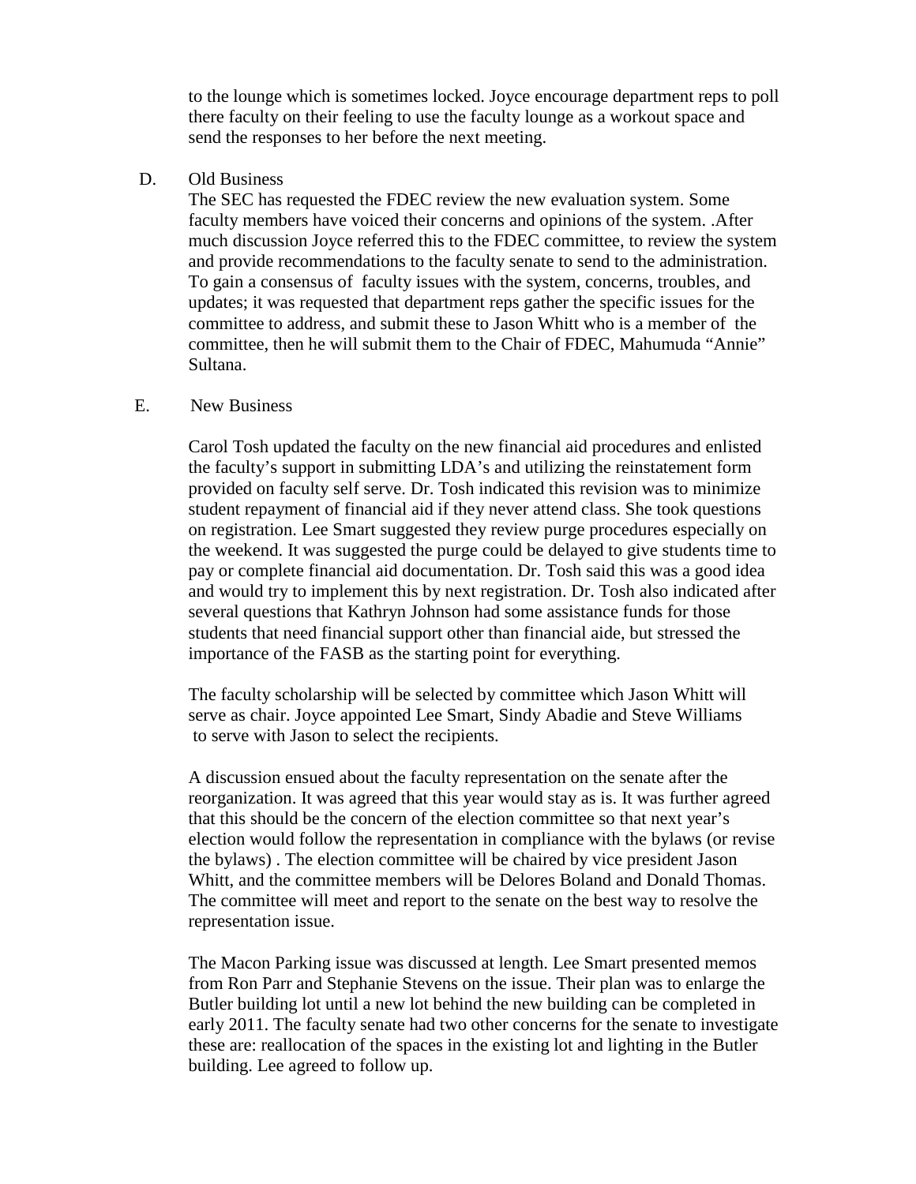to the lounge which is sometimes locked. Joyce encourage department reps to poll there faculty on their feeling to use the faculty lounge as a workout space and send the responses to her before the next meeting.

D. Old Business

The SEC has requested the FDEC review the new evaluation system. Some faculty members have voiced their concerns and opinions of the system. .After much discussion Joyce referred this to the FDEC committee, to review the system and provide recommendations to the faculty senate to send to the administration. To gain a consensus of faculty issues with the system, concerns, troubles, and updates; it was requested that department reps gather the specific issues for the committee to address, and submit these to Jason Whitt who is a member of the committee, then he will submit them to the Chair of FDEC, Mahumuda "Annie" Sultana.

E. New Business

Carol Tosh updated the faculty on the new financial aid procedures and enlisted the faculty's support in submitting LDA's and utilizing the reinstatement form provided on faculty self serve. Dr. Tosh indicated this revision was to minimize student repayment of financial aid if they never attend class. She took questions on registration. Lee Smart suggested they review purge procedures especially on the weekend. It was suggested the purge could be delayed to give students time to pay or complete financial aid documentation. Dr. Tosh said this was a good idea and would try to implement this by next registration. Dr. Tosh also indicated after several questions that Kathryn Johnson had some assistance funds for those students that need financial support other than financial aide, but stressed the importance of the FASB as the starting point for everything.

The faculty scholarship will be selected by committee which Jason Whitt will serve as chair. Joyce appointed Lee Smart, Sindy Abadie and Steve Williams to serve with Jason to select the recipients.

A discussion ensued about the faculty representation on the senate after the reorganization. It was agreed that this year would stay as is. It was further agreed that this should be the concern of the election committee so that next year's election would follow the representation in compliance with the bylaws (or revise the bylaws) . The election committee will be chaired by vice president Jason Whitt, and the committee members will be Delores Boland and Donald Thomas. The committee will meet and report to the senate on the best way to resolve the representation issue.

The Macon Parking issue was discussed at length. Lee Smart presented memos from Ron Parr and Stephanie Stevens on the issue. Their plan was to enlarge the Butler building lot until a new lot behind the new building can be completed in early 2011. The faculty senate had two other concerns for the senate to investigate these are: reallocation of the spaces in the existing lot and lighting in the Butler building. Lee agreed to follow up.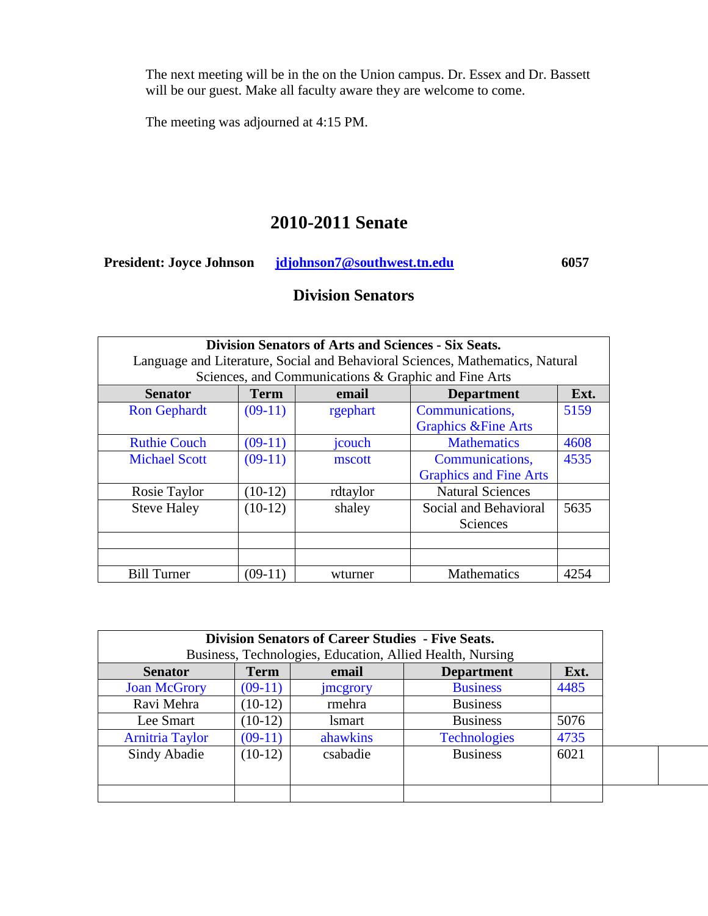The next meeting will be in the on the Union campus. Dr. Essex and Dr. Bassett will be our guest. Make all faculty aware they are welcome to come.

The meeting was adjourned at 4:15 PM.

# 2010-2011 Senate

**President: Joyce Johnson** **jdjohnson7@southwest.tn.edu** **6057**

## Division Senators

| **Division Senators of Arts and Sciences - Six Seats.** Language and Literature, Social and Behavioral Sciences, Mathematics, Natural Sciences, and Communications & Graphic and Fine Arts | | | | |
|---|---|---|---|---|
| **Senator** | **Term** | **email** | **Department** | **Ext.** |
| Ron Gephardt | (09-11) | rgephart | Communications, Graphics &Fine Arts | 5159 |
| Ruthie Couch | (09-11) | jcouch | Mathematics | 4608 |
| Michael Scott | (09-11) | mscott | Communications, Graphics and Fine Arts | 4535 |
| Rosie Taylor | (10-12) | rdtaylor | Natural Sciences | |
| Steve Haley | (10-12) | shaley | Social and Behavioral Sciences | 5635 |
| | | | | |
| | | | | |
| Bill Turner | (09-11) | wturner | Mathematics | 4254 |

| **Division Senators of Career Studies - Five Seats.** Business, Technologies, Education, Allied Health, Nursing | | | | |
|---|---|---|---|---|
| **Senator** | **Term** | **email** | **Department** | **Ext.** |
| Joan McGrory | (09-11) | jmcgrory | Business | 4485 |
| Ravi Mehra | (10-12) | rmehra | Business | |
| Lee Smart | (10-12) | lsmart | Business | 5076 |
| Arnitria Taylor | (09-11) | ahawkins | Technologies | 4735 |
| Sindy Abadie | (10-12) | csabadie | Business | 6021 |
| | | | | |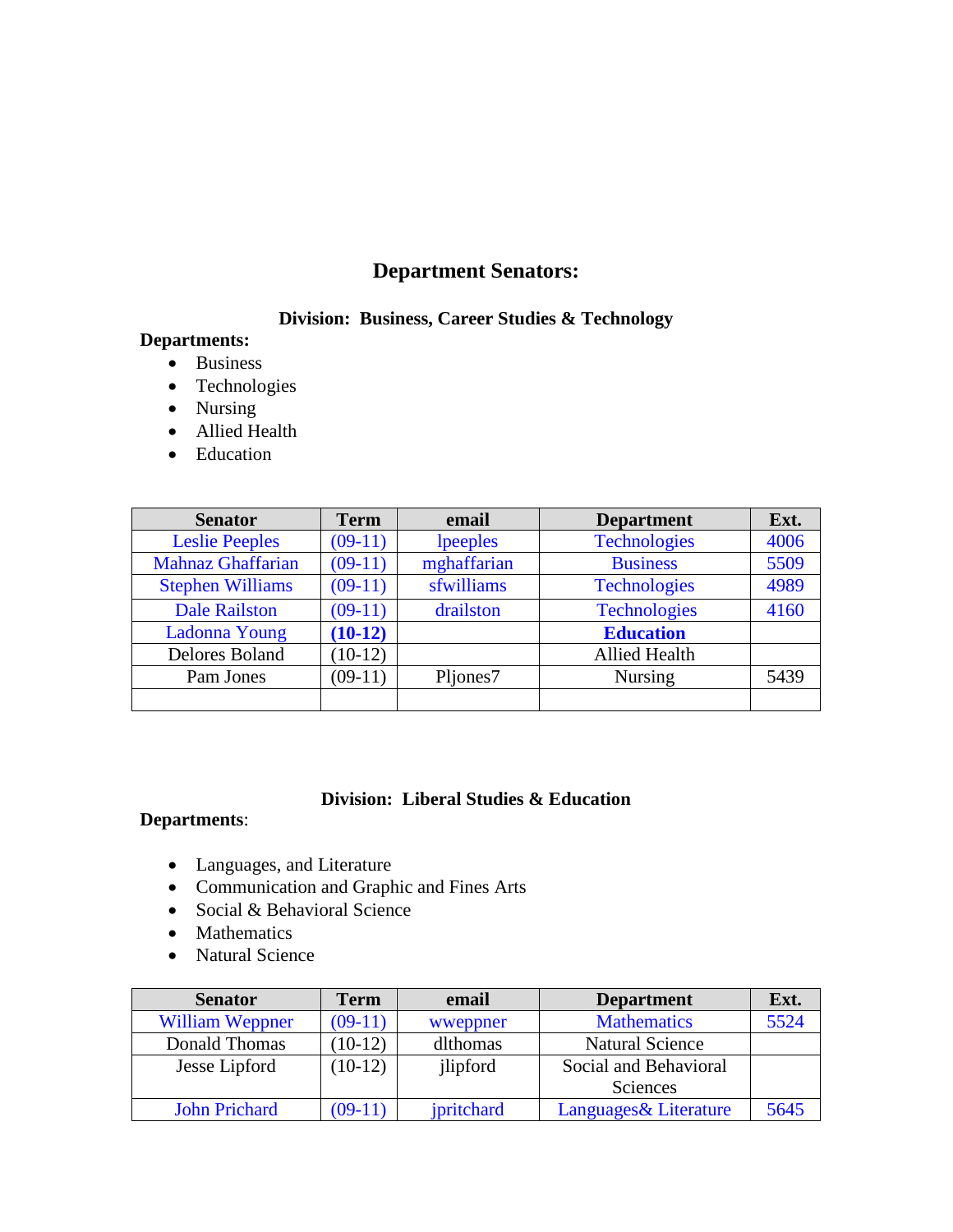## Department Senators:

### Division: Business, Career Studies & Technology

**Departments:**

- Business
- Technologies
- Nursing
- Allied Health
- Education

| Senator | Term | email | Department | Ext. |
|---|---|---|---|---|
| Leslie Peeples | (09-11) | lpeeples | Technologies | 4006 |
| Mahnaz Ghaffarian | (09-11) | mghaffarian | Business | 5509 |
| Stephen Williams | (09-11) | sfwilliams | Technologies | 4989 |
| Dale Railston | (09-11) | drailston | Technologies | 4160 |
| Ladonna Young | **(10-12)** | | **Education** | |
| Delores Boland | (10-12) | | Allied Health | |
| Pam Jones | (09-11) | Pljones7 | Nursing | 5439 |
| | | | | |

### Division: Liberal Studies & Education

**Departments**:

- Languages, and Literature
- Communication and Graphic and Fines Arts
- Social & Behavioral Science
- Mathematics
- Natural Science

| Senator | Term | email | Department | Ext. |
|---|---|---|---|---|
| William Weppner | (09-11) | wweppner | Mathematics | 5524 |
| Donald Thomas | (10-12) | dlthomas | Natural Science | |
| Jesse Lipford | (10-12) | jlipford | Social and Behavioral Sciences | |
| John Prichard | (09-11) | jpritchard | Languages& Literature | 5645 |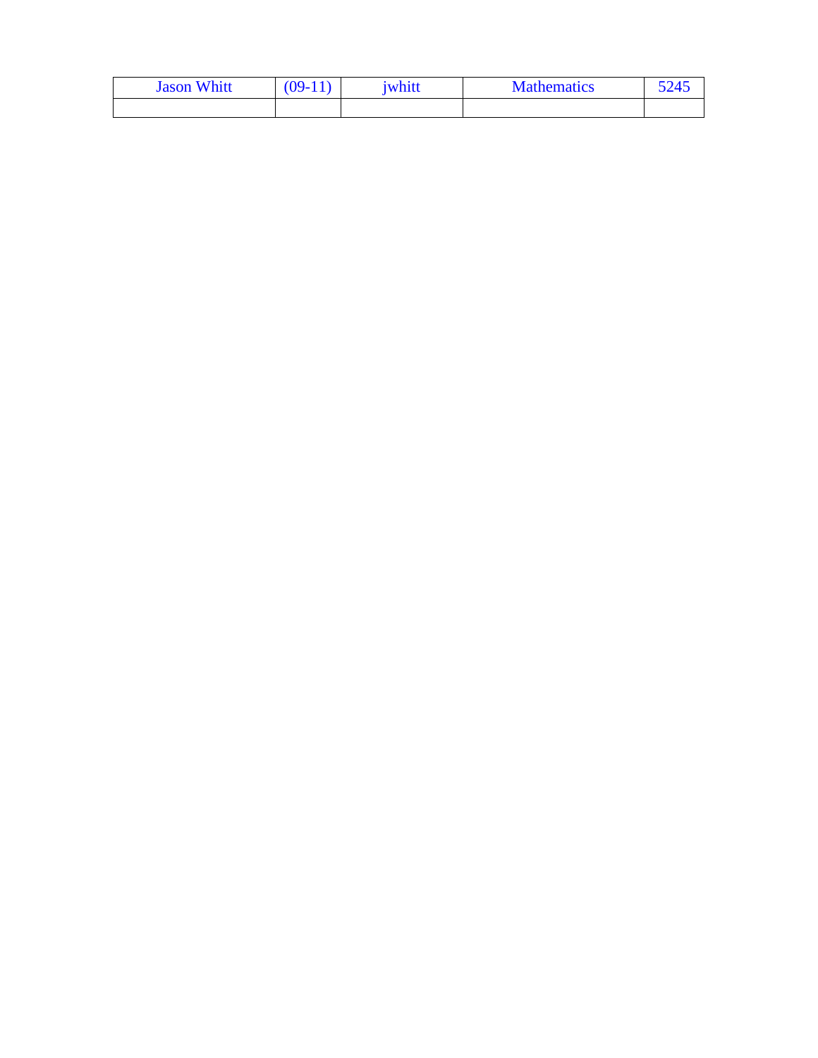| | | | | |
|---|---|---|---|---|
| Jason Whitt | (09-11) | jwhitt | Mathematics | 5245 |
| | | | | |